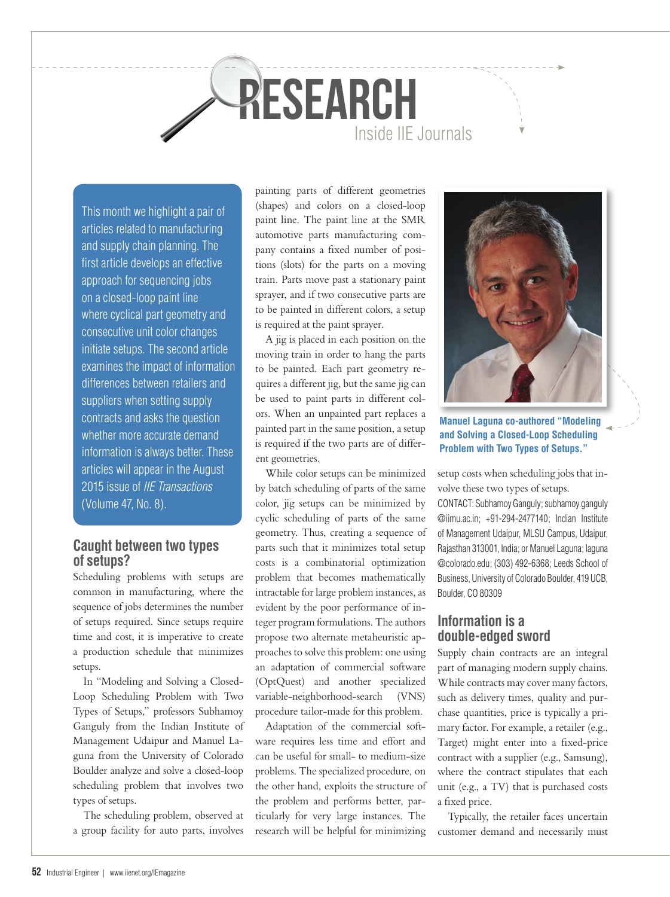# RESEARCH

## Inside IIE Journals

This month we highlight a pair of articles related to manufacturing and supply chain planning. The first article develops an effective approach for sequencing jobs on a closed-loop paint line where cyclical part geometry and consecutive unit color changes initiate setups. The second article examines the impact of information differences between retailers and suppliers when setting supply contracts and asks the question whether more accurate demand information is always better. These articles will appear in the August 2015 issue of *IIE Transactions* (Volume 47, No. 8).

### Caught between two types of setups?

Scheduling problems with setups are common in manufacturing, where the sequence of jobs determines the number of setups required. Since setups require time and cost, it is imperative to create a production schedule that minimizes setups.

In "Modeling and Solving a Closed-Loop Scheduling Problem with Two Types of Setups," professors Subhamoy Ganguly from the Indian Institute of Management Udaipur and Manuel Laguna from the University of Colorado Boulder analyze and solve a closed-loop scheduling problem that involves two types of setups.

The scheduling problem, observed at a group facility for auto parts, involves painting parts of different geometries (shapes) and colors on a closed-loop paint line. The paint line at the SMR automotive parts manufacturing company contains a fixed number of positions (slots) for the parts on a moving train. Parts move past a stationary paint sprayer, and if two consecutive parts are to be painted in different colors, a setup is required at the paint sprayer.

A jig is placed in each position on the moving train in order to hang the parts to be painted. Each part geometry requires a different jig, but the same jig can be used to paint parts in different colors. When an unpainted part replaces a painted part in the same position, a setup is required if the two parts are of different geometries.

While color setups can be minimized by batch scheduling of parts of the same color, jig setups can be minimized by cyclic scheduling of parts of the same geometry. Thus, creating a sequence of parts such that it minimizes total setup costs is a combinatorial optimization problem that becomes mathematically intractable for large problem instances, as evident by the poor performance of integer program formulations. The authors propose two alternate metaheuristic approaches to solve this problem: one using an adaptation of commercial software (OptQuest) and another specialized variable-neighborhood-search (VNS) procedure tailor-made for this problem.

Adaptation of the commercial software requires less time and effort and can be useful for small- to medium-size problems. The specialized procedure, on the other hand, exploits the structure of the problem and performs better, particularly for very large instances. The research will be helpful for minimizing setup costs when scheduling jobs that involve these two types of setups.

**Manuel Laguna co-authored "Modeling and Solving a Closed-Loop Scheduling Problem with Two Types of Setups."**

CONTACT: Subhamoy Ganguly; subhamoy.ganguly@iimu.ac.in; +91-294-2477140; Indian Institute of Management Udaipur, MLSU Campus, Udaipur, Rajasthan 313001, India; or Manuel Laguna; laguna@colorado.edu; (303) 492-6368; Leeds School of Business, University of Colorado Boulder, 419 UCB, Boulder, CO 80309

### Information is a double-edged sword

Supply chain contracts are an integral part of managing modern supply chains. While contracts may cover many factors, such as delivery times, quality and purchase quantities, price is typically a primary factor. For example, a retailer (e.g., Target) might enter into a fixed-price contract with a supplier (e.g., Samsung), where the contract stipulates that each unit (e.g., a TV) that is purchased costs a fixed price.

Typically, the retailer faces uncertain customer demand and necessarily must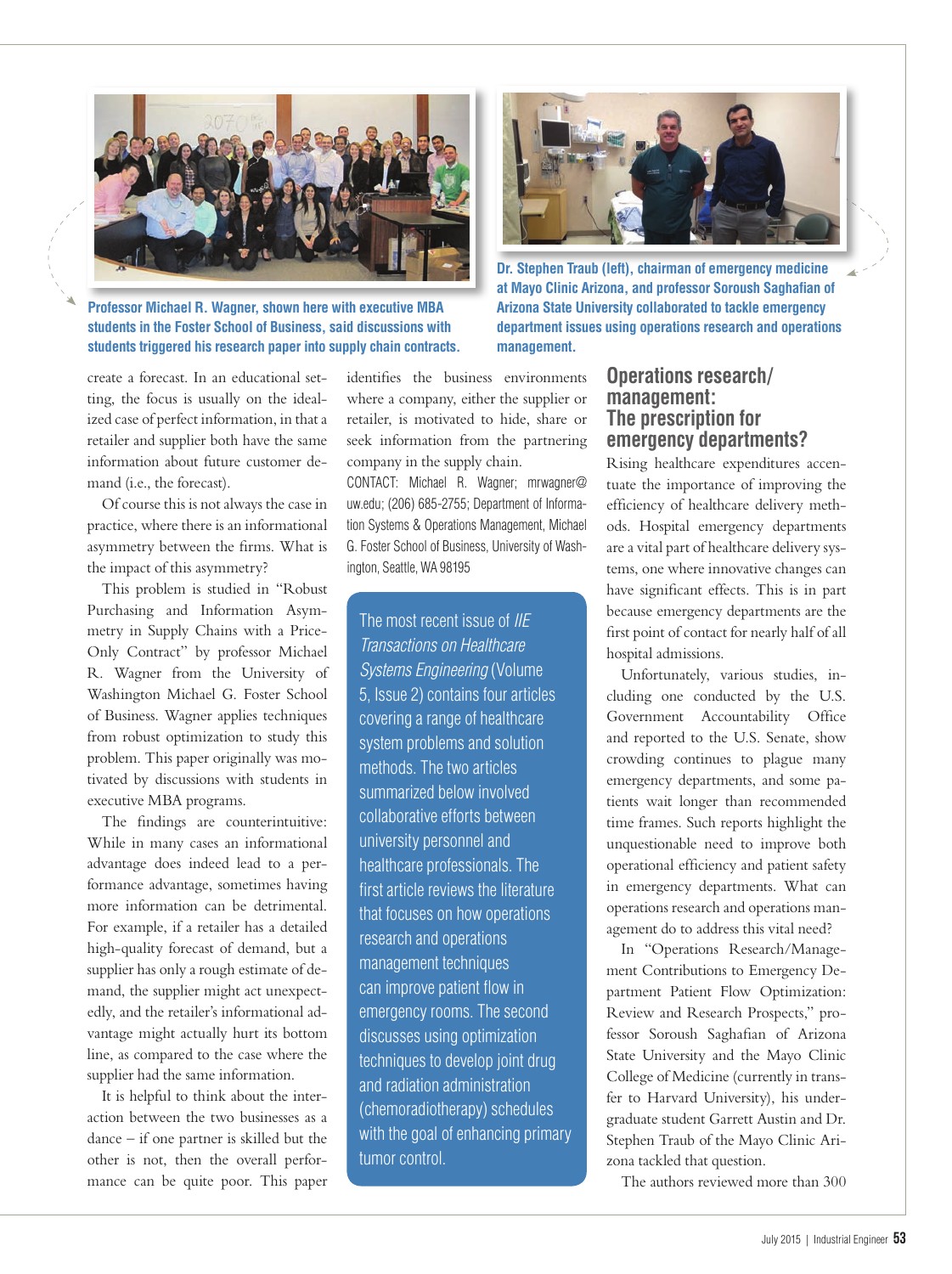Professor Michael R. Wagner, shown here with executive MBA students in the Foster School of Business, said discussions with students triggered his research paper into supply chain contracts.

Dr. Stephen Traub (left), chairman of emergency medicine at Mayo Clinic Arizona, and professor Soroush Saghafian of Arizona State University collaborated to tackle emergency department issues using operations research and operations management.

create a forecast. In an educational setting, the focus is usually on the idealized case of perfect information, in that a retailer and supplier both have the same information about future customer demand (i.e., the forecast).

Of course this is not always the case in practice, where there is an informational asymmetry between the firms. What is the impact of this asymmetry?

This problem is studied in "Robust Purchasing and Information Asymmetry in Supply Chains with a Price-Only Contract" by professor Michael R. Wagner from the University of Washington Michael G. Foster School of Business. Wagner applies techniques from robust optimization to study this problem. This paper originally was motivated by discussions with students in executive MBA programs.

The findings are counterintuitive: While in many cases an informational advantage does indeed lead to a performance advantage, sometimes having more information can be detrimental. For example, if a retailer has a detailed high-quality forecast of demand, but a supplier has only a rough estimate of demand, the supplier might act unexpectedly, and the retailer's informational advantage might actually hurt its bottom line, as compared to the case where the supplier had the same information.

It is helpful to think about the interaction between the two businesses as a dance – if one partner is skilled but the other is not, then the overall performance can be quite poor. This paper identifies the business environments where a company, either the supplier or retailer, is motivated to hide, share or seek information from the partnering company in the supply chain.

CONTACT: Michael R. Wagner; mrwagner@uw.edu; (206) 685-2755; Department of Information Systems & Operations Management, Michael G. Foster School of Business, University of Washington, Seattle, WA 98195

The most recent issue of *IIE Transactions on Healthcare Systems Engineering* (Volume 5, Issue 2) contains four articles covering a range of healthcare system problems and solution methods. The two articles summarized below involved collaborative efforts between university personnel and healthcare professionals. The first article reviews the literature that focuses on how operations research and operations management techniques can improve patient flow in emergency rooms. The second discusses using optimization techniques to develop joint drug and radiation administration (chemoradiotherapy) schedules with the goal of enhancing primary tumor control.

## Operations research/management: The prescription for emergency departments?

Rising healthcare expenditures accentuate the importance of improving the efficiency of healthcare delivery methods. Hospital emergency departments are a vital part of healthcare delivery systems, one where innovative changes can have significant effects. This is in part because emergency departments are the first point of contact for nearly half of all hospital admissions.

Unfortunately, various studies, including one conducted by the U.S. Government Accountability Office and reported to the U.S. Senate, show crowding continues to plague many emergency departments, and some patients wait longer than recommended time frames. Such reports highlight the unquestionable need to improve both operational efficiency and patient safety in emergency departments. What can operations research and operations management do to address this vital need?

In "Operations Research/Management Contributions to Emergency Department Patient Flow Optimization: Review and Research Prospects," professor Soroush Saghafian of Arizona State University and the Mayo Clinic College of Medicine (currently in transfer to Harvard University), his undergraduate student Garrett Austin and Dr. Stephen Traub of the Mayo Clinic Arizona tackled that question.

The authors reviewed more than 300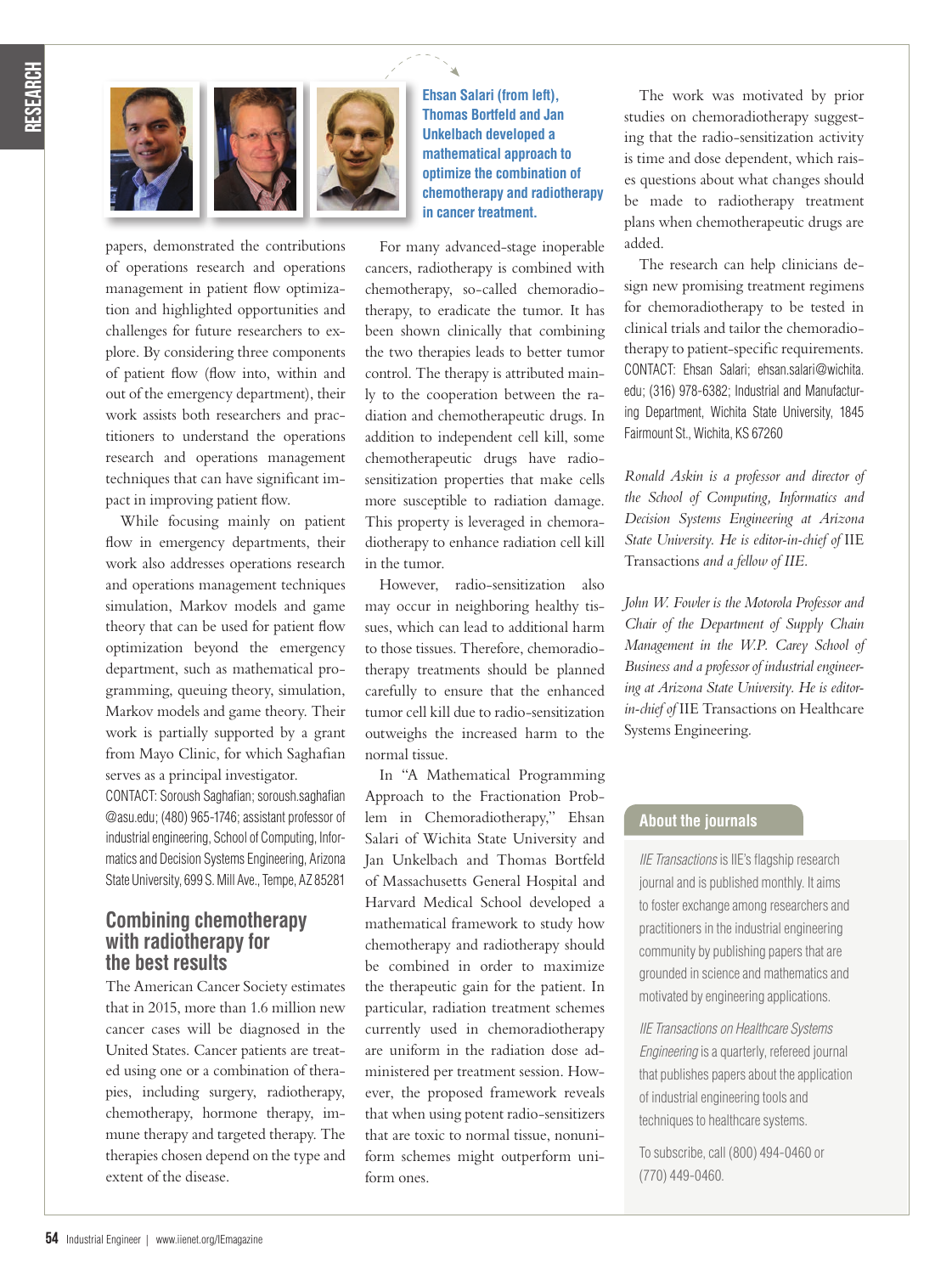papers, demonstrated the contributions of operations research and operations management in patient flow optimization and highlighted opportunities and challenges for future researchers to explore. By considering three components of patient flow (flow into, within and out of the emergency department), their work assists both researchers and practitioners to understand the operations research and operations management techniques that can have significant impact in improving patient flow.

While focusing mainly on patient flow in emergency departments, their work also addresses operations research and operations management techniques simulation, Markov models and game theory that can be used for patient flow optimization beyond the emergency department, such as mathematical programming, queuing theory, simulation, Markov models and game theory. Their work is partially supported by a grant from Mayo Clinic, for which Saghafian serves as a principal investigator.

CONTACT: Soroush Saghafian; soroush.saghafian@asu.edu; (480) 965-1746; assistant professor of industrial engineering, School of Computing, Informatics and Decision Systems Engineering, Arizona State University, 699 S. Mill Ave., Tempe, AZ 85281

## Combining chemotherapy with radiotherapy for the best results

**Ehsan Salari (from left), Thomas Bortfeld and Jan Unkelbach developed a mathematical approach to optimize the combination of chemotherapy and radiotherapy in cancer treatment.**

The American Cancer Society estimates that in 2015, more than 1.6 million new cancer cases will be diagnosed in the United States. Cancer patients are treated using one or a combination of therapies, including surgery, radiotherapy, chemotherapy, hormone therapy, immune therapy and targeted therapy. The therapies chosen depend on the type and extent of the disease.

For many advanced-stage inoperable cancers, radiotherapy is combined with chemotherapy, so-called chemoradiotherapy, to eradicate the tumor. It has been shown clinically that combining the two therapies leads to better tumor control. The therapy is attributed mainly to the cooperation between the radiation and chemotherapeutic drugs. In addition to independent cell kill, some chemotherapeutic drugs have radiosensitization properties that make cells more susceptible to radiation damage. This property is leveraged in chemoradiotherapy to enhance radiation cell kill in the tumor.

However, radio-sensitization also may occur in neighboring healthy tissues, which can lead to additional harm to those tissues. Therefore, chemoradiotherapy treatments should be planned carefully to ensure that the enhanced tumor cell kill due to radio-sensitization outweighs the increased harm to the normal tissue.

In "A Mathematical Programming Approach to the Fractionation Problem in Chemoradiotherapy," Ehsan Salari of Wichita State University and Jan Unkelbach and Thomas Bortfeld of Massachusetts General Hospital and Harvard Medical School developed a mathematical framework to study how chemotherapy and radiotherapy should be combined in order to maximize the therapeutic gain for the patient. In particular, radiation treatment schemes currently used in chemoradiotherapy are uniform in the radiation dose administered per treatment session. However, the proposed framework reveals that when using potent radio-sensitizers that are toxic to normal tissue, nonuniform schemes might outperform uniform ones.

The work was motivated by prior studies on chemoradiotherapy suggesting that the radio-sensitization activity is time and dose dependent, which raises questions about what changes should be made to radiotherapy treatment plans when chemotherapeutic drugs are added.

The research can help clinicians design new promising treatment regimens for chemoradiotherapy to be tested in clinical trials and tailor the chemoradiotherapy to patient-specific requirements.

CONTACT: Ehsan Salari; ehsan.salari@wichita.edu; (316) 978-6382; Industrial and Manufacturing Department, Wichita State University, 1845 Fairmount St., Wichita, KS 67260

*Ronald Askin is a professor and director of the School of Computing, Informatics and Decision Systems Engineering at Arizona State University. He is editor-in-chief of* IIE Transactions *and a fellow of IIE.*

*John W. Fowler is the Motorola Professor and Chair of the Department of Supply Chain Management in the W.P. Carey School of Business and a professor of industrial engineering at Arizona State University. He is editor-in-chief of* IIE Transactions on Healthcare Systems Engineering.

### About the journals

*IIE Transactions* is IIE's flagship research journal and is published monthly. It aims to foster exchange among researchers and practitioners in the industrial engineering community by publishing papers that are grounded in science and mathematics and motivated by engineering applications.

*IIE Transactions on Healthcare Systems Engineering* is a quarterly, refereed journal that publishes papers about the application of industrial engineering tools and techniques to healthcare systems.

To subscribe, call (800) 494-0460 or (770) 449-0460.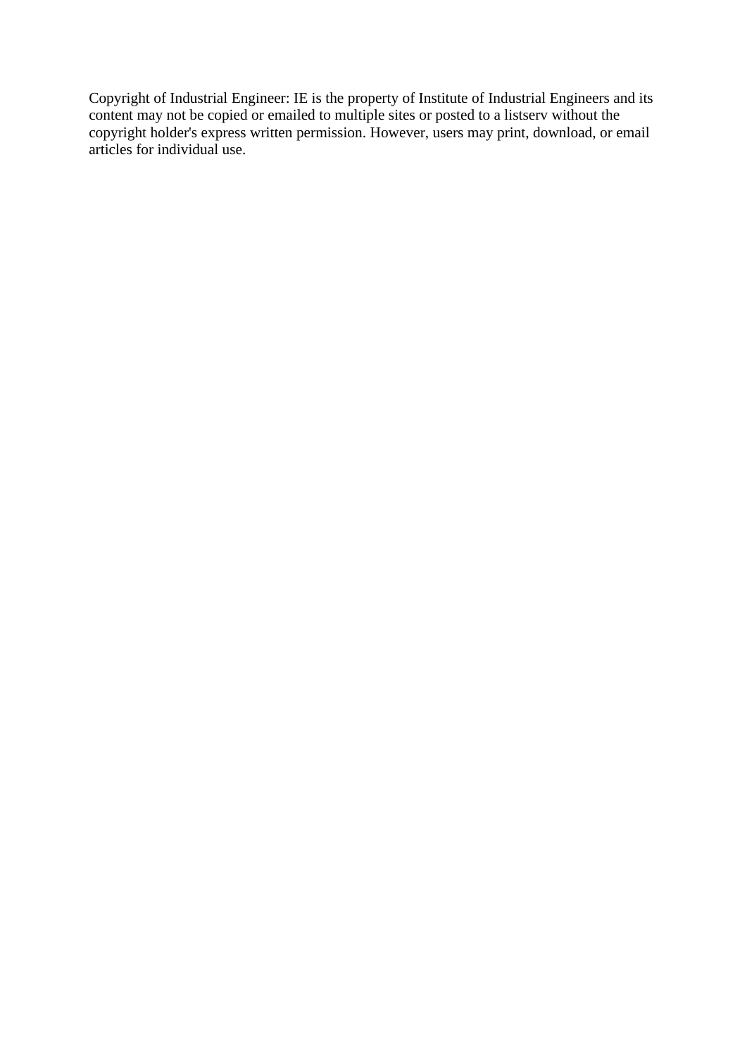Copyright of Industrial Engineer: IE is the property of Institute of Industrial Engineers and its content may not be copied or emailed to multiple sites or posted to a listserv without the copyright holder's express written permission. However, users may print, download, or email articles for individual use.